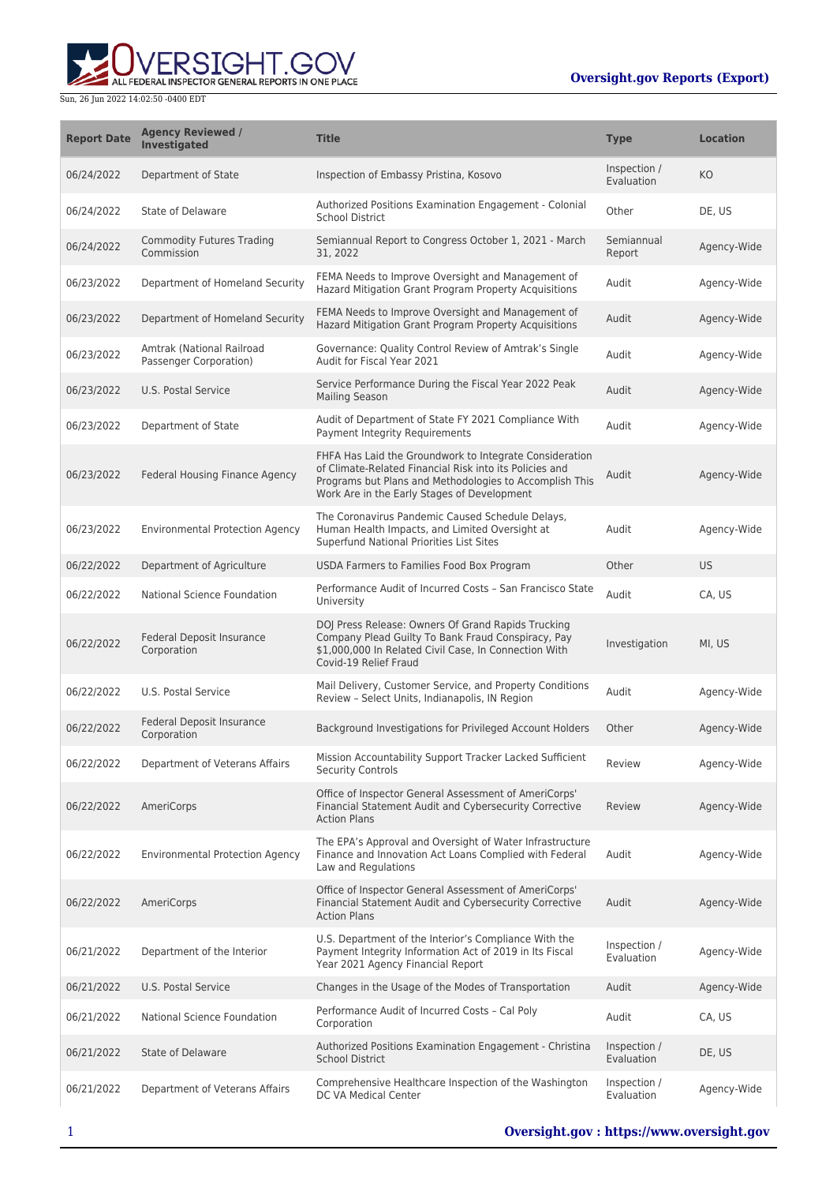Sun, 26 Jun 2022 14:02:50 -0400 EDT

**Oversight.gov Reports (Export)**

| Report Date | Agency Reviewed / Investigated | Title | Type | Location |
| --- | --- | --- | --- | --- |
| 06/24/2022 | Department of State | Inspection of Embassy Pristina, Kosovo | Inspection / Evaluation | KO |
| 06/24/2022 | State of Delaware | Authorized Positions Examination Engagement - Colonial School District | Other | DE, US |
| 06/24/2022 | Commodity Futures Trading Commission | Semiannual Report to Congress October 1, 2021 - March 31, 2022 | Semiannual Report | Agency-Wide |
| 06/23/2022 | Department of Homeland Security | FEMA Needs to Improve Oversight and Management of Hazard Mitigation Grant Program Property Acquisitions | Audit | Agency-Wide |
| 06/23/2022 | Department of Homeland Security | FEMA Needs to Improve Oversight and Management of Hazard Mitigation Grant Program Property Acquisitions | Audit | Agency-Wide |
| 06/23/2022 | Amtrak (National Railroad Passenger Corporation) | Governance: Quality Control Review of Amtrak's Single Audit for Fiscal Year 2021 | Audit | Agency-Wide |
| 06/23/2022 | U.S. Postal Service | Service Performance During the Fiscal Year 2022 Peak Mailing Season | Audit | Agency-Wide |
| 06/23/2022 | Department of State | Audit of Department of State FY 2021 Compliance With Payment Integrity Requirements | Audit | Agency-Wide |
| 06/23/2022 | Federal Housing Finance Agency | FHFA Has Laid the Groundwork to Integrate Consideration of Climate-Related Financial Risk into its Policies and Programs but Plans and Methodologies to Accomplish This Work Are in the Early Stages of Development | Audit | Agency-Wide |
| 06/23/2022 | Environmental Protection Agency | The Coronavirus Pandemic Caused Schedule Delays, Human Health Impacts, and Limited Oversight at Superfund National Priorities List Sites | Audit | Agency-Wide |
| 06/22/2022 | Department of Agriculture | USDA Farmers to Families Food Box Program | Other | US |
| 06/22/2022 | National Science Foundation | Performance Audit of Incurred Costs – San Francisco State University | Audit | CA, US |
| 06/22/2022 | Federal Deposit Insurance Corporation | DOJ Press Release: Owners Of Grand Rapids Trucking Company Plead Guilty To Bank Fraud Conspiracy, Pay $1,000,000 In Related Civil Case, In Connection With Covid-19 Relief Fraud | Investigation | MI, US |
| 06/22/2022 | U.S. Postal Service | Mail Delivery, Customer Service, and Property Conditions Review – Select Units, Indianapolis, IN Region | Audit | Agency-Wide |
| 06/22/2022 | Federal Deposit Insurance Corporation | Background Investigations for Privileged Account Holders | Other | Agency-Wide |
| 06/22/2022 | Department of Veterans Affairs | Mission Accountability Support Tracker Lacked Sufficient Security Controls | Review | Agency-Wide |
| 06/22/2022 | AmeriCorps | Office of Inspector General Assessment of AmeriCorps' Financial Statement Audit and Cybersecurity Corrective Action Plans | Review | Agency-Wide |
| 06/22/2022 | Environmental Protection Agency | The EPA's Approval and Oversight of Water Infrastructure Finance and Innovation Act Loans Complied with Federal Law and Regulations | Audit | Agency-Wide |
| 06/22/2022 | AmeriCorps | Office of Inspector General Assessment of AmeriCorps' Financial Statement Audit and Cybersecurity Corrective Action Plans | Audit | Agency-Wide |
| 06/21/2022 | Department of the Interior | U.S. Department of the Interior's Compliance With the Payment Integrity Information Act of 2019 in Its Fiscal Year 2021 Agency Financial Report | Inspection / Evaluation | Agency-Wide |
| 06/21/2022 | U.S. Postal Service | Changes in the Usage of the Modes of Transportation | Audit | Agency-Wide |
| 06/21/2022 | National Science Foundation | Performance Audit of Incurred Costs – Cal Poly Corporation | Audit | CA, US |
| 06/21/2022 | State of Delaware | Authorized Positions Examination Engagement - Christina School District | Inspection / Evaluation | DE, US |
| 06/21/2022 | Department of Veterans Affairs | Comprehensive Healthcare Inspection of the Washington DC VA Medical Center | Inspection / Evaluation | Agency-Wide |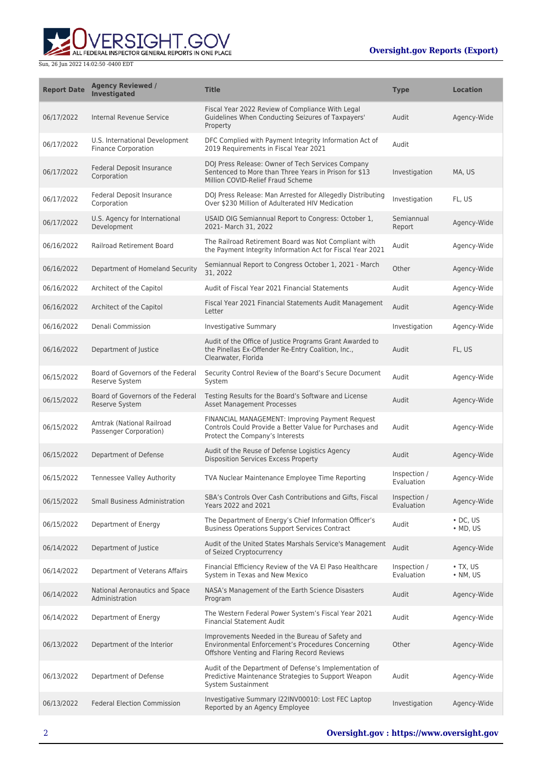| Report Date | Agency Reviewed / Investigated | Title | Type | Location |
| --- | --- | --- | --- | --- |
| 06/17/2022 | Internal Revenue Service | Fiscal Year 2022 Review of Compliance With Legal Guidelines When Conducting Seizures of Taxpayers' Property | Audit | Agency-Wide |
| 06/17/2022 | U.S. International Development Finance Corporation | DFC Complied with Payment Integrity Information Act of 2019 Requirements in Fiscal Year 2021 | Audit | |
| 06/17/2022 | Federal Deposit Insurance Corporation | DOJ Press Release: Owner of Tech Services Company Sentenced to More than Three Years in Prison for $13 Million COVID-Relief Fraud Scheme | Investigation | MA, US |
| 06/17/2022 | Federal Deposit Insurance Corporation | DOJ Press Release: Man Arrested for Allegedly Distributing Over $230 Million of Adulterated HIV Medication | Investigation | FL, US |
| 06/17/2022 | U.S. Agency for International Development | USAID OIG Semiannual Report to Congress: October 1, 2021- March 31, 2022 | Semiannual Report | Agency-Wide |
| 06/16/2022 | Railroad Retirement Board | The Railroad Retirement Board was Not Compliant with the Payment Integrity Information Act for Fiscal Year 2021 | Audit | Agency-Wide |
| 06/16/2022 | Department of Homeland Security | Semiannual Report to Congress October 1, 2021 - March 31, 2022 | Other | Agency-Wide |
| 06/16/2022 | Architect of the Capitol | Audit of Fiscal Year 2021 Financial Statements | Audit | Agency-Wide |
| 06/16/2022 | Architect of the Capitol | Fiscal Year 2021 Financial Statements Audit Management Letter | Audit | Agency-Wide |
| 06/16/2022 | Denali Commission | Investigative Summary | Investigation | Agency-Wide |
| 06/16/2022 | Department of Justice | Audit of the Office of Justice Programs Grant Awarded to the Pinellas Ex-Offender Re-Entry Coalition, Inc., Clearwater, Florida | Audit | FL, US |
| 06/15/2022 | Board of Governors of the Federal Reserve System | Security Control Review of the Board's Secure Document System | Audit | Agency-Wide |
| 06/15/2022 | Board of Governors of the Federal Reserve System | Testing Results for the Board's Software and License Asset Management Processes | Audit | Agency-Wide |
| 06/15/2022 | Amtrak (National Railroad Passenger Corporation) | FINANCIAL MANAGEMENT: Improving Payment Request Controls Could Provide a Better Value for Purchases and Protect the Company's Interests | Audit | Agency-Wide |
| 06/15/2022 | Department of Defense | Audit of the Reuse of Defense Logistics Agency Disposition Services Excess Property | Audit | Agency-Wide |
| 06/15/2022 | Tennessee Valley Authority | TVA Nuclear Maintenance Employee Time Reporting | Inspection / Evaluation | Agency-Wide |
| 06/15/2022 | Small Business Administration | SBA's Controls Over Cash Contributions and Gifts, Fiscal Years 2022 and 2021 | Inspection / Evaluation | Agency-Wide |
| 06/15/2022 | Department of Energy | The Department of Energy's Chief Information Officer's Business Operations Support Services Contract | Audit | • DC, US<br>• MD, US |
| 06/14/2022 | Department of Justice | Audit of the United States Marshals Service's Management of Seized Cryptocurrency | Audit | Agency-Wide |
| 06/14/2022 | Department of Veterans Affairs | Financial Efficiency Review of the VA El Paso Healthcare System in Texas and New Mexico | Inspection / Evaluation | • TX, US<br>• NM, US |
| 06/14/2022 | National Aeronautics and Space Administration | NASA's Management of the Earth Science Disasters Program | Audit | Agency-Wide |
| 06/14/2022 | Department of Energy | The Western Federal Power System's Fiscal Year 2021 Financial Statement Audit | Audit | Agency-Wide |
| 06/13/2022 | Department of the Interior | Improvements Needed in the Bureau of Safety and Environmental Enforcement's Procedures Concerning Offshore Venting and Flaring Record Reviews | Other | Agency-Wide |
| 06/13/2022 | Department of Defense | Audit of the Department of Defense's Implementation of Predictive Maintenance Strategies to Support Weapon System Sustainment | Audit | Agency-Wide |
| 06/13/2022 | Federal Election Commission | Investigative Summary I22INV00010: Lost FEC Laptop Reported by an Agency Employee | Investigation | Agency-Wide |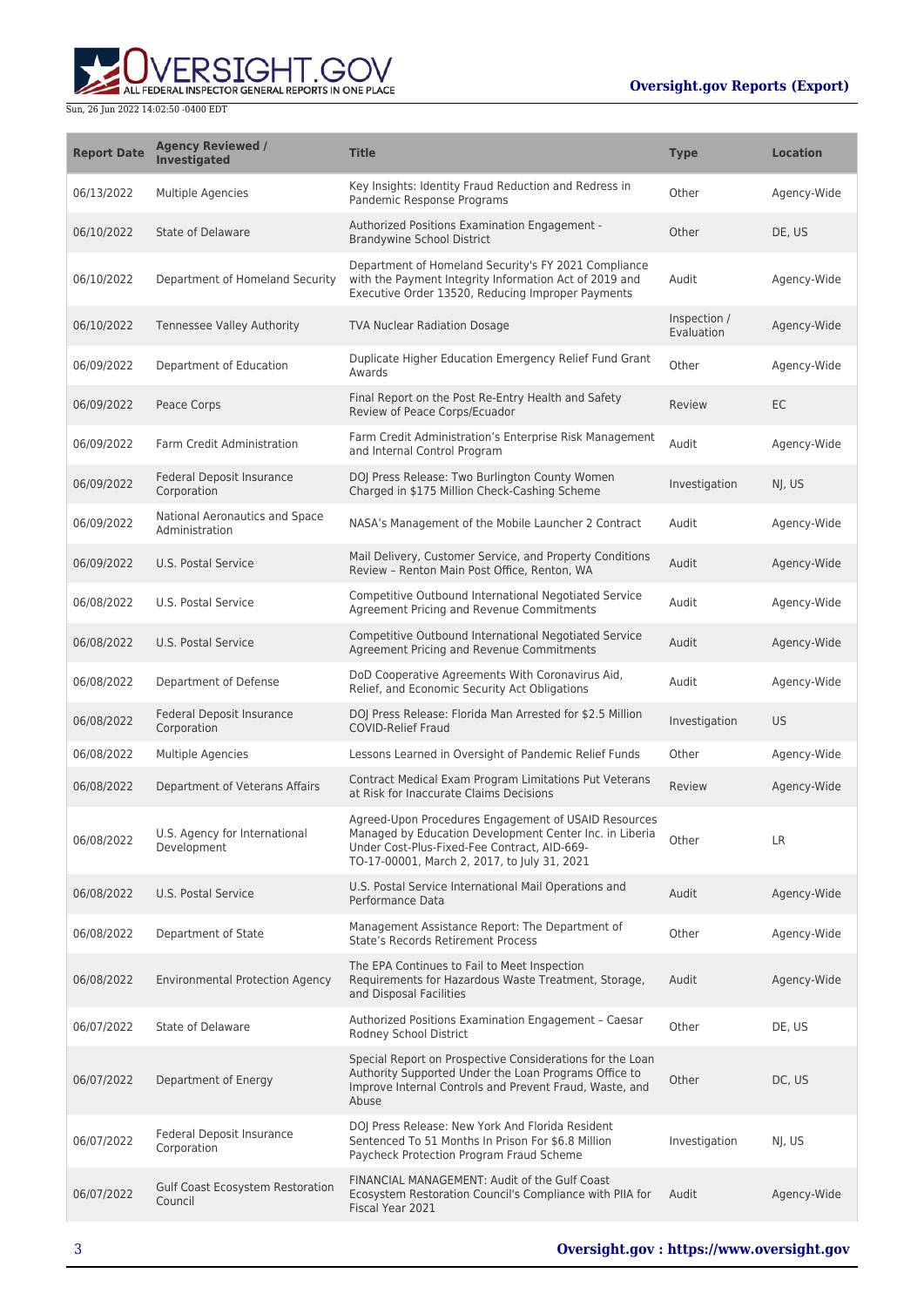| Report Date | Agency Reviewed / Investigated | Title | Type | Location |
|---|---|---|---|---|
| 06/13/2022 | Multiple Agencies | Key Insights: Identity Fraud Reduction and Redress in Pandemic Response Programs | Other | Agency-Wide |
| 06/10/2022 | State of Delaware | Authorized Positions Examination Engagement - Brandywine School District | Other | DE, US |
| 06/10/2022 | Department of Homeland Security | Department of Homeland Security's FY 2021 Compliance with the Payment Integrity Information Act of 2019 and Executive Order 13520, Reducing Improper Payments | Audit | Agency-Wide |
| 06/10/2022 | Tennessee Valley Authority | TVA Nuclear Radiation Dosage | Inspection / Evaluation | Agency-Wide |
| 06/09/2022 | Department of Education | Duplicate Higher Education Emergency Relief Fund Grant Awards | Other | Agency-Wide |
| 06/09/2022 | Peace Corps | Final Report on the Post Re-Entry Health and Safety Review of Peace Corps/Ecuador | Review | EC |
| 06/09/2022 | Farm Credit Administration | Farm Credit Administration’s Enterprise Risk Management and Internal Control Program | Audit | Agency-Wide |
| 06/09/2022 | Federal Deposit Insurance Corporation | DOJ Press Release: Two Burlington County Women Charged in $175 Million Check-Cashing Scheme | Investigation | NJ, US |
| 06/09/2022 | National Aeronautics and Space Administration | NASA’s Management of the Mobile Launcher 2 Contract | Audit | Agency-Wide |
| 06/09/2022 | U.S. Postal Service | Mail Delivery, Customer Service, and Property Conditions Review – Renton Main Post Office, Renton, WA | Audit | Agency-Wide |
| 06/08/2022 | U.S. Postal Service | Competitive Outbound International Negotiated Service Agreement Pricing and Revenue Commitments | Audit | Agency-Wide |
| 06/08/2022 | U.S. Postal Service | Competitive Outbound International Negotiated Service Agreement Pricing and Revenue Commitments | Audit | Agency-Wide |
| 06/08/2022 | Department of Defense | DoD Cooperative Agreements With Coronavirus Aid, Relief, and Economic Security Act Obligations | Audit | Agency-Wide |
| 06/08/2022 | Federal Deposit Insurance Corporation | DOJ Press Release: Florida Man Arrested for $2.5 Million COVID-Relief Fraud | Investigation | US |
| 06/08/2022 | Multiple Agencies | Lessons Learned in Oversight of Pandemic Relief Funds | Other | Agency-Wide |
| 06/08/2022 | Department of Veterans Affairs | Contract Medical Exam Program Limitations Put Veterans at Risk for Inaccurate Claims Decisions | Review | Agency-Wide |
| 06/08/2022 | U.S. Agency for International Development | Agreed-Upon Procedures Engagement of USAID Resources Managed by Education Development Center Inc. in Liberia Under Cost-Plus-Fixed-Fee Contract, AID-669-TO-17-00001, March 2, 2017, to July 31, 2021 | Other | LR |
| 06/08/2022 | U.S. Postal Service | U.S. Postal Service International Mail Operations and Performance Data | Audit | Agency-Wide |
| 06/08/2022 | Department of State | Management Assistance Report: The Department of State’s Records Retirement Process | Other | Agency-Wide |
| 06/08/2022 | Environmental Protection Agency | The EPA Continues to Fail to Meet Inspection Requirements for Hazardous Waste Treatment, Storage, and Disposal Facilities | Audit | Agency-Wide |
| 06/07/2022 | State of Delaware | Authorized Positions Examination Engagement – Caesar Rodney School District | Other | DE, US |
| 06/07/2022 | Department of Energy | Special Report on Prospective Considerations for the Loan Authority Supported Under the Loan Programs Office to Improve Internal Controls and Prevent Fraud, Waste, and Abuse | Other | DC, US |
| 06/07/2022 | Federal Deposit Insurance Corporation | DOJ Press Release: New York And Florida Resident Sentenced To 51 Months In Prison For $6.8 Million Paycheck Protection Program Fraud Scheme | Investigation | NJ, US |
| 06/07/2022 | Gulf Coast Ecosystem Restoration Council | FINANCIAL MANAGEMENT: Audit of the Gulf Coast Ecosystem Restoration Council's Compliance with PIIA for Fiscal Year 2021 | Audit | Agency-Wide |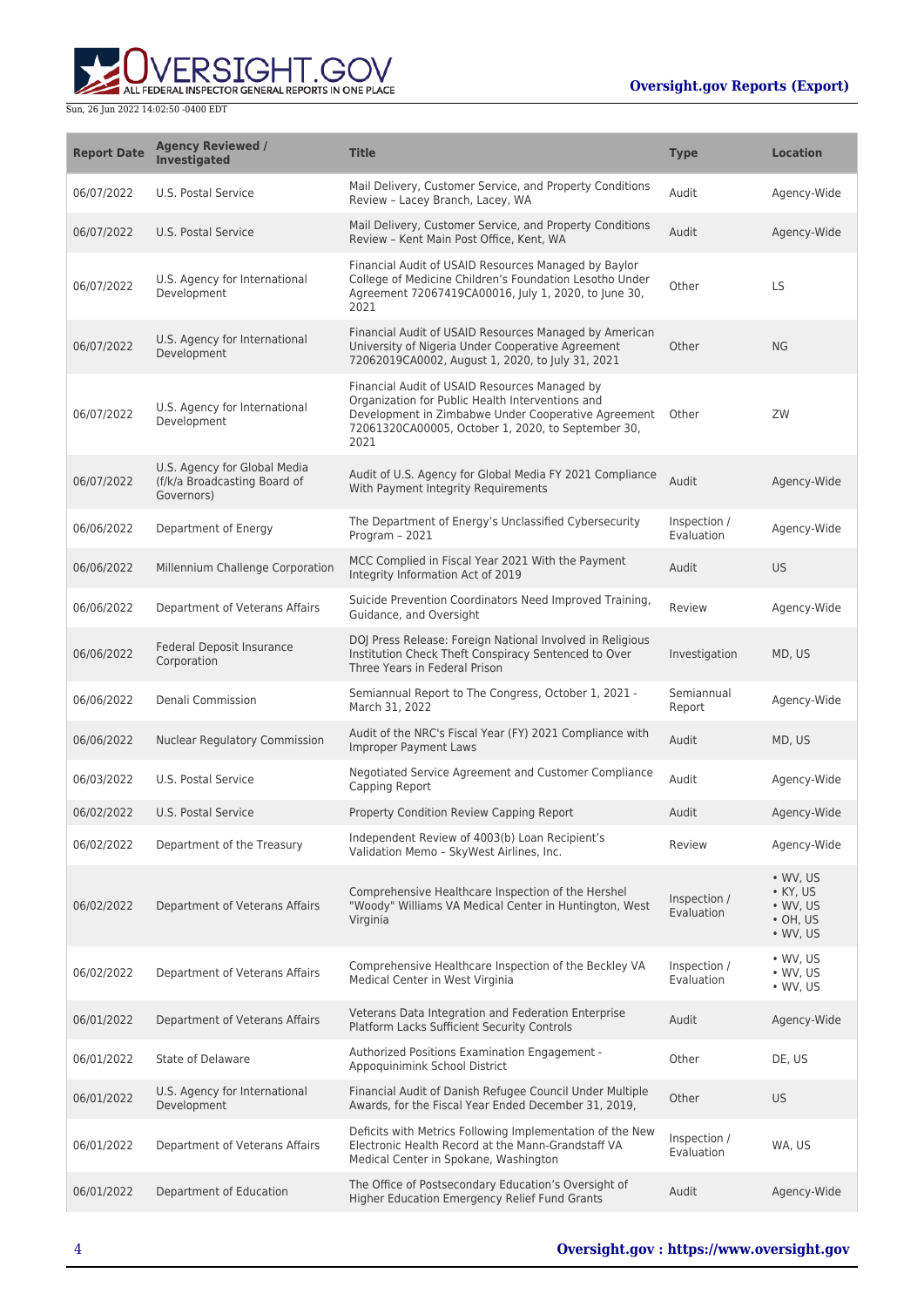| Report Date | Agency Reviewed / Investigated | Title | Type | Location |
| --- | --- | --- | --- | --- |
| 06/07/2022 | U.S. Postal Service | Mail Delivery, Customer Service, and Property Conditions Review – Lacey Branch, Lacey, WA | Audit | Agency-Wide |
| 06/07/2022 | U.S. Postal Service | Mail Delivery, Customer Service, and Property Conditions Review – Kent Main Post Office, Kent, WA | Audit | Agency-Wide |
| 06/07/2022 | U.S. Agency for International Development | Financial Audit of USAID Resources Managed by Baylor College of Medicine Children's Foundation Lesotho Under Agreement 72067419CA00016, July 1, 2020, to June 30, 2021 | Other | LS |
| 06/07/2022 | U.S. Agency for International Development | Financial Audit of USAID Resources Managed by American University of Nigeria Under Cooperative Agreement 72062019CA0002, August 1, 2020, to July 31, 2021 | Other | NG |
| 06/07/2022 | U.S. Agency for International Development | Financial Audit of USAID Resources Managed by Organization for Public Health Interventions and Development in Zimbabwe Under Cooperative Agreement 72061320CA00005, October 1, 2020, to September 30, 2021 | Other | ZW |
| 06/07/2022 | U.S. Agency for Global Media (f/k/a Broadcasting Board of Governors) | Audit of U.S. Agency for Global Media FY 2021 Compliance With Payment Integrity Requirements | Audit | Agency-Wide |
| 06/06/2022 | Department of Energy | The Department of Energy's Unclassified Cybersecurity Program – 2021 | Inspection / Evaluation | Agency-Wide |
| 06/06/2022 | Millennium Challenge Corporation | MCC Complied in Fiscal Year 2021 With the Payment Integrity Information Act of 2019 | Audit | US |
| 06/06/2022 | Department of Veterans Affairs | Suicide Prevention Coordinators Need Improved Training, Guidance, and Oversight | Review | Agency-Wide |
| 06/06/2022 | Federal Deposit Insurance Corporation | DOJ Press Release: Foreign National Involved in Religious Institution Check Theft Conspiracy Sentenced to Over Three Years in Federal Prison | Investigation | MD, US |
| 06/06/2022 | Denali Commission | Semiannual Report to The Congress, October 1, 2021 - March 31, 2022 | Semiannual Report | Agency-Wide |
| 06/06/2022 | Nuclear Regulatory Commission | Audit of the NRC's Fiscal Year (FY) 2021 Compliance with Improper Payment Laws | Audit | MD, US |
| 06/03/2022 | U.S. Postal Service | Negotiated Service Agreement and Customer Compliance Capping Report | Audit | Agency-Wide |
| 06/02/2022 | U.S. Postal Service | Property Condition Review Capping Report | Audit | Agency-Wide |
| 06/02/2022 | Department of the Treasury | Independent Review of 4003(b) Loan Recipient's Validation Memo – SkyWest Airlines, Inc. | Review | Agency-Wide |
| 06/02/2022 | Department of Veterans Affairs | Comprehensive Healthcare Inspection of the Hershel "Woody" Williams VA Medical Center in Huntington, West Virginia | Inspection / Evaluation | • WV, US<br>• KY, US<br>• WV, US<br>• OH, US<br>• WV, US |
| 06/02/2022 | Department of Veterans Affairs | Comprehensive Healthcare Inspection of the Beckley VA Medical Center in West Virginia | Inspection / Evaluation | • WV, US<br>• WV, US<br>• WV, US |
| 06/01/2022 | Department of Veterans Affairs | Veterans Data Integration and Federation Enterprise Platform Lacks Sufficient Security Controls | Audit | Agency-Wide |
| 06/01/2022 | State of Delaware | Authorized Positions Examination Engagement - Appoquinimink School District | Other | DE, US |
| 06/01/2022 | U.S. Agency for International Development | Financial Audit of Danish Refugee Council Under Multiple Awards, for the Fiscal Year Ended December 31, 2019, | Other | US |
| 06/01/2022 | Department of Veterans Affairs | Deficits with Metrics Following Implementation of the New Electronic Health Record at the Mann-Grandstaff VA Medical Center in Spokane, Washington | Inspection / Evaluation | WA, US |
| 06/01/2022 | Department of Education | The Office of Postsecondary Education's Oversight of Higher Education Emergency Relief Fund Grants | Audit | Agency-Wide |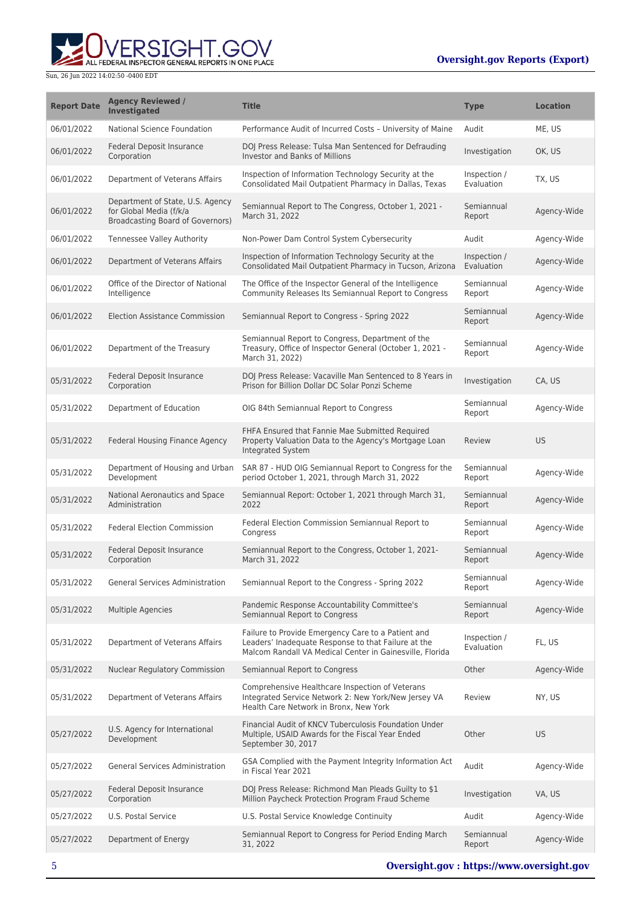| Report Date | Agency Reviewed / Investigated | Title | Type | Location |
| --- | --- | --- | --- | --- |
| 06/01/2022 | National Science Foundation | Performance Audit of Incurred Costs – University of Maine | Audit | ME, US |
| 06/01/2022 | Federal Deposit Insurance Corporation | DOJ Press Release: Tulsa Man Sentenced for Defrauding Investor and Banks of Millions | Investigation | OK, US |
| 06/01/2022 | Department of Veterans Affairs | Inspection of Information Technology Security at the Consolidated Mail Outpatient Pharmacy in Dallas, Texas | Inspection / Evaluation | TX, US |
| 06/01/2022 | Department of State, U.S. Agency for Global Media (f/k/a Broadcasting Board of Governors) | Semiannual Report to The Congress, October 1, 2021 - March 31, 2022 | Semiannual Report | Agency-Wide |
| 06/01/2022 | Tennessee Valley Authority | Non-Power Dam Control System Cybersecurity | Audit | Agency-Wide |
| 06/01/2022 | Department of Veterans Affairs | Inspection of Information Technology Security at the Consolidated Mail Outpatient Pharmacy in Tucson, Arizona | Inspection / Evaluation | Agency-Wide |
| 06/01/2022 | Office of the Director of National Intelligence | The Office of the Inspector General of the Intelligence Community Releases Its Semiannual Report to Congress | Semiannual Report | Agency-Wide |
| 06/01/2022 | Election Assistance Commission | Semiannual Report to Congress - Spring 2022 | Semiannual Report | Agency-Wide |
| 06/01/2022 | Department of the Treasury | Semiannual Report to Congress, Department of the Treasury, Office of Inspector General (October 1, 2021 - March 31, 2022) | Semiannual Report | Agency-Wide |
| 05/31/2022 | Federal Deposit Insurance Corporation | DOJ Press Release: Vacaville Man Sentenced to 8 Years in Prison for Billion Dollar DC Solar Ponzi Scheme | Investigation | CA, US |
| 05/31/2022 | Department of Education | OIG 84th Semiannual Report to Congress | Semiannual Report | Agency-Wide |
| 05/31/2022 | Federal Housing Finance Agency | FHFA Ensured that Fannie Mae Submitted Required Property Valuation Data to the Agency's Mortgage Loan Integrated System | Review | US |
| 05/31/2022 | Department of Housing and Urban Development | SAR 87 - HUD OIG Semiannual Report to Congress for the period October 1, 2021, through March 31, 2022 | Semiannual Report | Agency-Wide |
| 05/31/2022 | National Aeronautics and Space Administration | Semiannual Report: October 1, 2021 through March 31, 2022 | Semiannual Report | Agency-Wide |
| 05/31/2022 | Federal Election Commission | Federal Election Commission Semiannual Report to Congress | Semiannual Report | Agency-Wide |
| 05/31/2022 | Federal Deposit Insurance Corporation | Semiannual Report to the Congress, October 1, 2021- March 31, 2022 | Semiannual Report | Agency-Wide |
| 05/31/2022 | General Services Administration | Semiannual Report to the Congress - Spring 2022 | Semiannual Report | Agency-Wide |
| 05/31/2022 | Multiple Agencies | Pandemic Response Accountability Committee's Semiannual Report to Congress | Semiannual Report | Agency-Wide |
| 05/31/2022 | Department of Veterans Affairs | Failure to Provide Emergency Care to a Patient and Leaders' Inadequate Response to that Failure at the Malcom Randall VA Medical Center in Gainesville, Florida | Inspection / Evaluation | FL, US |
| 05/31/2022 | Nuclear Regulatory Commission | Semiannual Report to Congress | Other | Agency-Wide |
| 05/31/2022 | Department of Veterans Affairs | Comprehensive Healthcare Inspection of Veterans Integrated Service Network 2: New York/New Jersey VA Health Care Network in Bronx, New York | Review | NY, US |
| 05/27/2022 | U.S. Agency for International Development | Financial Audit of KNCV Tuberculosis Foundation Under Multiple, USAID Awards for the Fiscal Year Ended September 30, 2017 | Other | US |
| 05/27/2022 | General Services Administration | GSA Complied with the Payment Integrity Information Act in Fiscal Year 2021 | Audit | Agency-Wide |
| 05/27/2022 | Federal Deposit Insurance Corporation | DOJ Press Release: Richmond Man Pleads Guilty to $1 Million Paycheck Protection Program Fraud Scheme | Investigation | VA, US |
| 05/27/2022 | U.S. Postal Service | U.S. Postal Service Knowledge Continuity | Audit | Agency-Wide |
| 05/27/2022 | Department of Energy | Semiannual Report to Congress for Period Ending March 31, 2022 | Semiannual Report | Agency-Wide |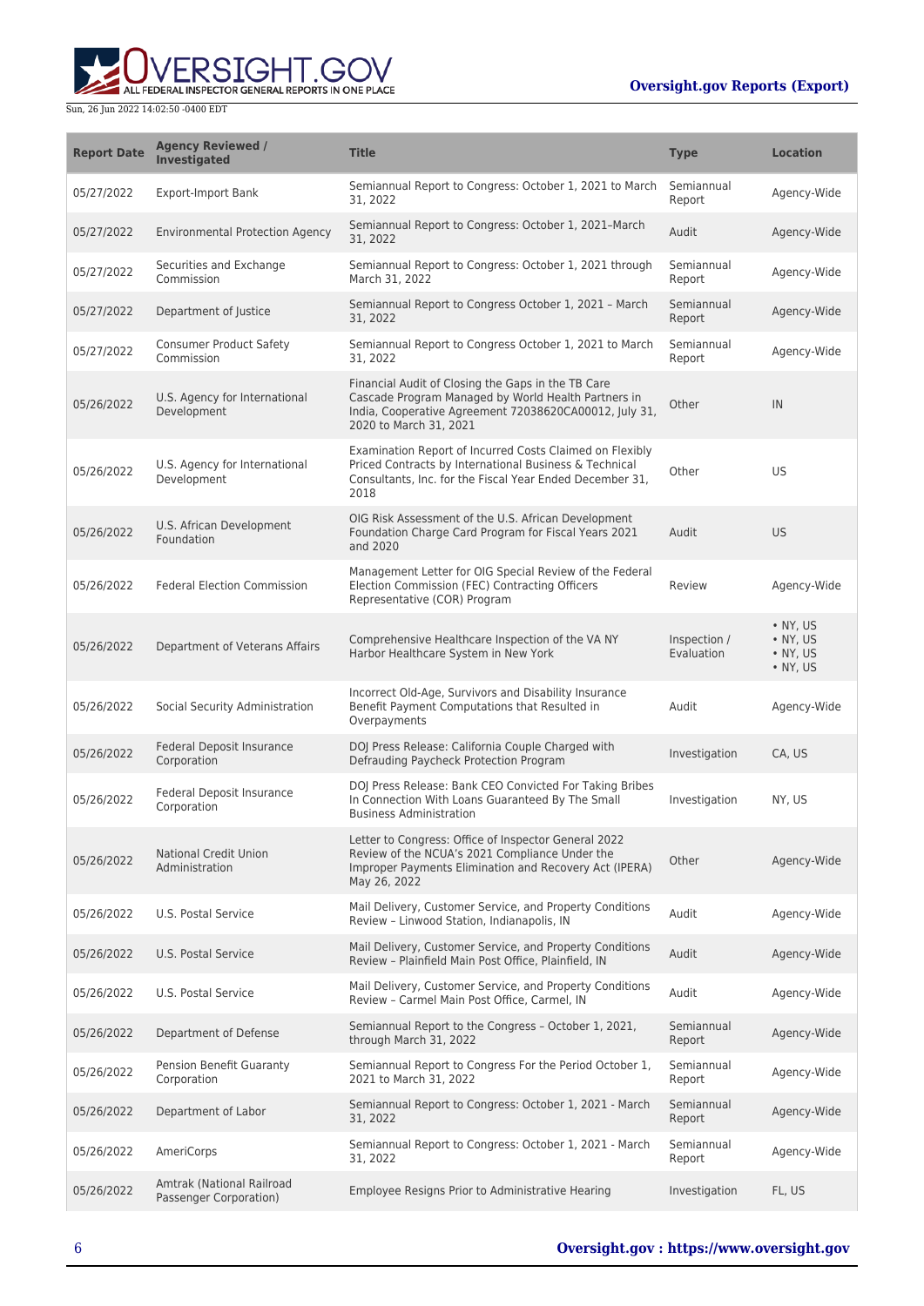| Report Date | Agency Reviewed / Investigated | Title | Type | Location |
| --- | --- | --- | --- | --- |
| 05/27/2022 | Export-Import Bank | Semiannual Report to Congress: October 1, 2021 to March 31, 2022 | Semiannual Report | Agency-Wide |
| 05/27/2022 | Environmental Protection Agency | Semiannual Report to Congress: October 1, 2021–March 31, 2022 | Audit | Agency-Wide |
| 05/27/2022 | Securities and Exchange Commission | Semiannual Report to Congress: October 1, 2021 through March 31, 2022 | Semiannual Report | Agency-Wide |
| 05/27/2022 | Department of Justice | Semiannual Report to Congress October 1, 2021 – March 31, 2022 | Semiannual Report | Agency-Wide |
| 05/27/2022 | Consumer Product Safety Commission | Semiannual Report to Congress October 1, 2021 to March 31, 2022 | Semiannual Report | Agency-Wide |
| 05/26/2022 | U.S. Agency for International Development | Financial Audit of Closing the Gaps in the TB Care Cascade Program Managed by World Health Partners in India, Cooperative Agreement 72038620CA00012, July 31, 2020 to March 31, 2021 | Other | IN |
| 05/26/2022 | U.S. Agency for International Development | Examination Report of Incurred Costs Claimed on Flexibly Priced Contracts by International Business & Technical Consultants, Inc. for the Fiscal Year Ended December 31, 2018 | Other | US |
| 05/26/2022 | U.S. African Development Foundation | OIG Risk Assessment of the U.S. African Development Foundation Charge Card Program for Fiscal Years 2021 and 2020 | Audit | US |
| 05/26/2022 | Federal Election Commission | Management Letter for OIG Special Review of the Federal Election Commission (FEC) Contracting Officers Representative (COR) Program | Review | Agency-Wide |
| 05/26/2022 | Department of Veterans Affairs | Comprehensive Healthcare Inspection of the VA NY Harbor Healthcare System in New York | Inspection / Evaluation | • NY, US • NY, US • NY, US • NY, US |
| 05/26/2022 | Social Security Administration | Incorrect Old-Age, Survivors and Disability Insurance Benefit Payment Computations that Resulted in Overpayments | Audit | Agency-Wide |
| 05/26/2022 | Federal Deposit Insurance Corporation | DOJ Press Release: California Couple Charged with Defrauding Paycheck Protection Program | Investigation | CA, US |
| 05/26/2022 | Federal Deposit Insurance Corporation | DOJ Press Release: Bank CEO Convicted For Taking Bribes In Connection With Loans Guaranteed By The Small Business Administration | Investigation | NY, US |
| 05/26/2022 | National Credit Union Administration | Letter to Congress: Office of Inspector General 2022 Review of the NCUA's 2021 Compliance Under the Improper Payments Elimination and Recovery Act (IPERA) May 26, 2022 | Other | Agency-Wide |
| 05/26/2022 | U.S. Postal Service | Mail Delivery, Customer Service, and Property Conditions Review – Linwood Station, Indianapolis, IN | Audit | Agency-Wide |
| 05/26/2022 | U.S. Postal Service | Mail Delivery, Customer Service, and Property Conditions Review – Plainfield Main Post Office, Plainfield, IN | Audit | Agency-Wide |
| 05/26/2022 | U.S. Postal Service | Mail Delivery, Customer Service, and Property Conditions Review – Carmel Main Post Office, Carmel, IN | Audit | Agency-Wide |
| 05/26/2022 | Department of Defense | Semiannual Report to the Congress – October 1, 2021, through March 31, 2022 | Semiannual Report | Agency-Wide |
| 05/26/2022 | Pension Benefit Guaranty Corporation | Semiannual Report to Congress For the Period October 1, 2021 to March 31, 2022 | Semiannual Report | Agency-Wide |
| 05/26/2022 | Department of Labor | Semiannual Report to Congress: October 1, 2021 - March 31, 2022 | Semiannual Report | Agency-Wide |
| 05/26/2022 | AmeriCorps | Semiannual Report to Congress: October 1, 2021 - March 31, 2022 | Semiannual Report | Agency-Wide |
| 05/26/2022 | Amtrak (National Railroad Passenger Corporation) | Employee Resigns Prior to Administrative Hearing | Investigation | FL, US |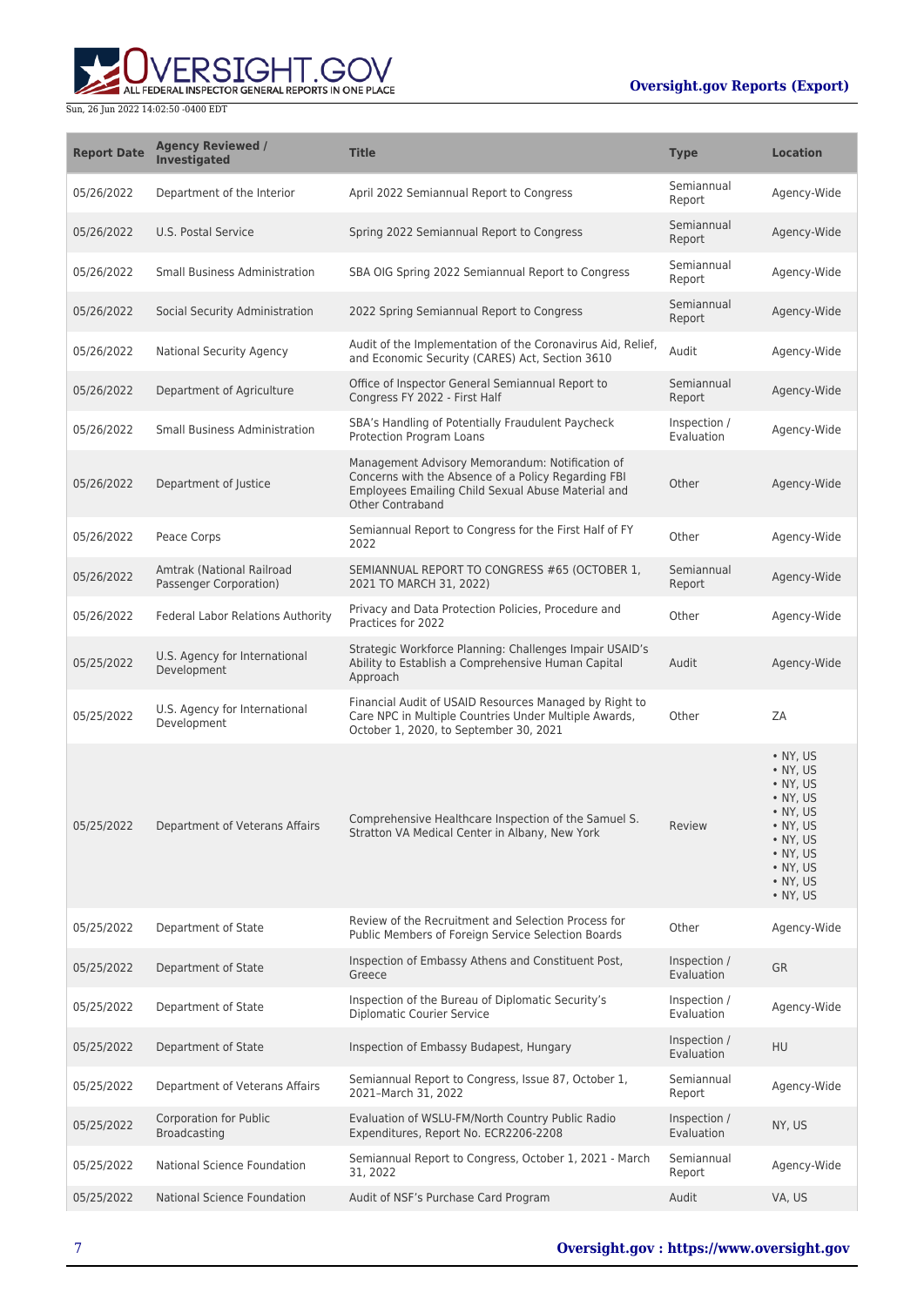| Report Date | Agency Reviewed / Investigated | Title | Type | Location |
| --- | --- | --- | --- | --- |
| 05/26/2022 | Department of the Interior | April 2022 Semiannual Report to Congress | Semiannual Report | Agency-Wide |
| 05/26/2022 | U.S. Postal Service | Spring 2022 Semiannual Report to Congress | Semiannual Report | Agency-Wide |
| 05/26/2022 | Small Business Administration | SBA OIG Spring 2022 Semiannual Report to Congress | Semiannual Report | Agency-Wide |
| 05/26/2022 | Social Security Administration | 2022 Spring Semiannual Report to Congress | Semiannual Report | Agency-Wide |
| 05/26/2022 | National Security Agency | Audit of the Implementation of the Coronavirus Aid, Relief, and Economic Security (CARES) Act, Section 3610 | Audit | Agency-Wide |
| 05/26/2022 | Department of Agriculture | Office of Inspector General Semiannual Report to Congress FY 2022 - First Half | Semiannual Report | Agency-Wide |
| 05/26/2022 | Small Business Administration | SBA's Handling of Potentially Fraudulent Paycheck Protection Program Loans | Inspection / Evaluation | Agency-Wide |
| 05/26/2022 | Department of Justice | Management Advisory Memorandum: Notification of Concerns with the Absence of a Policy Regarding FBI Employees Emailing Child Sexual Abuse Material and Other Contraband | Other | Agency-Wide |
| 05/26/2022 | Peace Corps | Semiannual Report to Congress for the First Half of FY 2022 | Other | Agency-Wide |
| 05/26/2022 | Amtrak (National Railroad Passenger Corporation) | SEMIANNUAL REPORT TO CONGRESS #65 (OCTOBER 1, 2021 TO MARCH 31, 2022) | Semiannual Report | Agency-Wide |
| 05/26/2022 | Federal Labor Relations Authority | Privacy and Data Protection Policies, Procedure and Practices for 2022 | Other | Agency-Wide |
| 05/25/2022 | U.S. Agency for International Development | Strategic Workforce Planning: Challenges Impair USAID's Ability to Establish a Comprehensive Human Capital Approach | Audit | Agency-Wide |
| 05/25/2022 | U.S. Agency for International Development | Financial Audit of USAID Resources Managed by Right to Care NPC in Multiple Countries Under Multiple Awards, October 1, 2020, to September 30, 2021 | Other | ZA |
| 05/25/2022 | Department of Veterans Affairs | Comprehensive Healthcare Inspection of the Samuel S. Stratton VA Medical Center in Albany, New York | Review | • NY, US<br>• NY, US<br>• NY, US<br>• NY, US<br>• NY, US<br>• NY, US<br>• NY, US<br>• NY, US<br>• NY, US<br>• NY, US<br>• NY, US |
| 05/25/2022 | Department of State | Review of the Recruitment and Selection Process for Public Members of Foreign Service Selection Boards | Other | Agency-Wide |
| 05/25/2022 | Department of State | Inspection of Embassy Athens and Constituent Post, Greece | Inspection / Evaluation | GR |
| 05/25/2022 | Department of State | Inspection of the Bureau of Diplomatic Security's Diplomatic Courier Service | Inspection / Evaluation | Agency-Wide |
| 05/25/2022 | Department of State | Inspection of Embassy Budapest, Hungary | Inspection / Evaluation | HU |
| 05/25/2022 | Department of Veterans Affairs | Semiannual Report to Congress, Issue 87, October 1, 2021–March 31, 2022 | Semiannual Report | Agency-Wide |
| 05/25/2022 | Corporation for Public Broadcasting | Evaluation of WSLU-FM/North Country Public Radio Expenditures, Report No. ECR2206-2208 | Inspection / Evaluation | NY, US |
| 05/25/2022 | National Science Foundation | Semiannual Report to Congress, October 1, 2021 - March 31, 2022 | Semiannual Report | Agency-Wide |
| 05/25/2022 | National Science Foundation | Audit of NSF's Purchase Card Program | Audit | VA, US |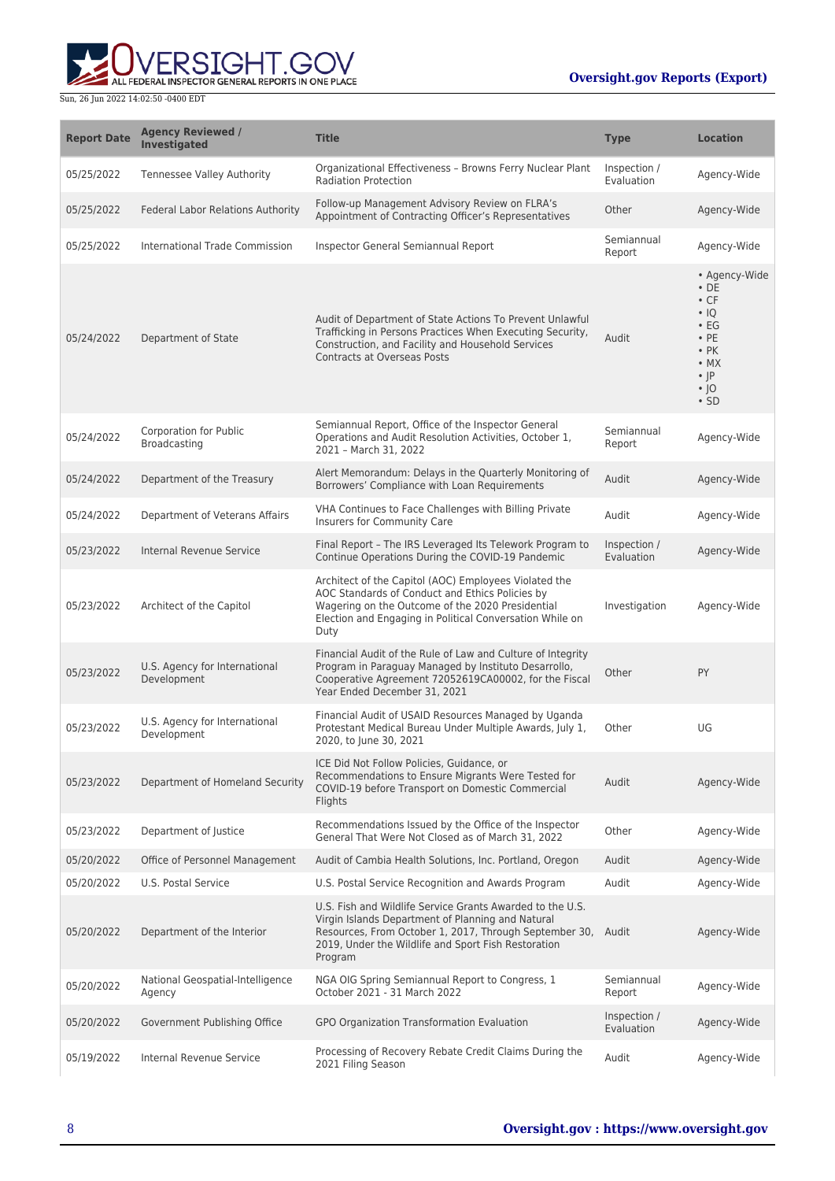| Report Date | Agency Reviewed / Investigated | Title | Type | Location |
| --- | --- | --- | --- | --- |
| 05/25/2022 | Tennessee Valley Authority | Organizational Effectiveness – Browns Ferry Nuclear Plant Radiation Protection | Inspection / Evaluation | Agency-Wide |
| 05/25/2022 | Federal Labor Relations Authority | Follow-up Management Advisory Review on FLRA's Appointment of Contracting Officer's Representatives | Other | Agency-Wide |
| 05/25/2022 | International Trade Commission | Inspector General Semiannual Report | Semiannual Report | Agency-Wide |
| 05/24/2022 | Department of State | Audit of Department of State Actions To Prevent Unlawful Trafficking in Persons Practices When Executing Security, Construction, and Facility and Household Services Contracts at Overseas Posts | Audit | • Agency-Wide<br>• DE<br>• CF<br>• IQ<br>• EG<br>• PE<br>• PK<br>• MX<br>• JP<br>• JO<br>• SD |
| 05/24/2022 | Corporation for Public Broadcasting | Semiannual Report, Office of the Inspector General Operations and Audit Resolution Activities, October 1, 2021 – March 31, 2022 | Semiannual Report | Agency-Wide |
| 05/24/2022 | Department of the Treasury | Alert Memorandum: Delays in the Quarterly Monitoring of Borrowers' Compliance with Loan Requirements | Audit | Agency-Wide |
| 05/24/2022 | Department of Veterans Affairs | VHA Continues to Face Challenges with Billing Private Insurers for Community Care | Audit | Agency-Wide |
| 05/23/2022 | Internal Revenue Service | Final Report – The IRS Leveraged Its Telework Program to Continue Operations During the COVID-19 Pandemic | Inspection / Evaluation | Agency-Wide |
| 05/23/2022 | Architect of the Capitol | Architect of the Capitol (AOC) Employees Violated the AOC Standards of Conduct and Ethics Policies by Wagering on the Outcome of the 2020 Presidential Election and Engaging in Political Conversation While on Duty | Investigation | Agency-Wide |
| 05/23/2022 | U.S. Agency for International Development | Financial Audit of the Rule of Law and Culture of Integrity Program in Paraguay Managed by Instituto Desarrollo, Cooperative Agreement 72052619CA00002, for the Fiscal Year Ended December 31, 2021 | Other | PY |
| 05/23/2022 | U.S. Agency for International Development | Financial Audit of USAID Resources Managed by Uganda Protestant Medical Bureau Under Multiple Awards, July 1, 2020, to June 30, 2021 | Other | UG |
| 05/23/2022 | Department of Homeland Security | ICE Did Not Follow Policies, Guidance, or Recommendations to Ensure Migrants Were Tested for COVID-19 before Transport on Domestic Commercial Flights | Audit | Agency-Wide |
| 05/23/2022 | Department of Justice | Recommendations Issued by the Office of the Inspector General That Were Not Closed as of March 31, 2022 | Other | Agency-Wide |
| 05/20/2022 | Office of Personnel Management | Audit of Cambia Health Solutions, Inc. Portland, Oregon | Audit | Agency-Wide |
| 05/20/2022 | U.S. Postal Service | U.S. Postal Service Recognition and Awards Program | Audit | Agency-Wide |
| 05/20/2022 | Department of the Interior | U.S. Fish and Wildlife Service Grants Awarded to the U.S. Virgin Islands Department of Planning and Natural Resources, From October 1, 2017, Through September 30, 2019, Under the Wildlife and Sport Fish Restoration Program | Audit | Agency-Wide |
| 05/20/2022 | National Geospatial-Intelligence Agency | NGA OIG Spring Semiannual Report to Congress, 1 October 2021 - 31 March 2022 | Semiannual Report | Agency-Wide |
| 05/20/2022 | Government Publishing Office | GPO Organization Transformation Evaluation | Inspection / Evaluation | Agency-Wide |
| 05/19/2022 | Internal Revenue Service | Processing of Recovery Rebate Credit Claims During the 2021 Filing Season | Audit | Agency-Wide |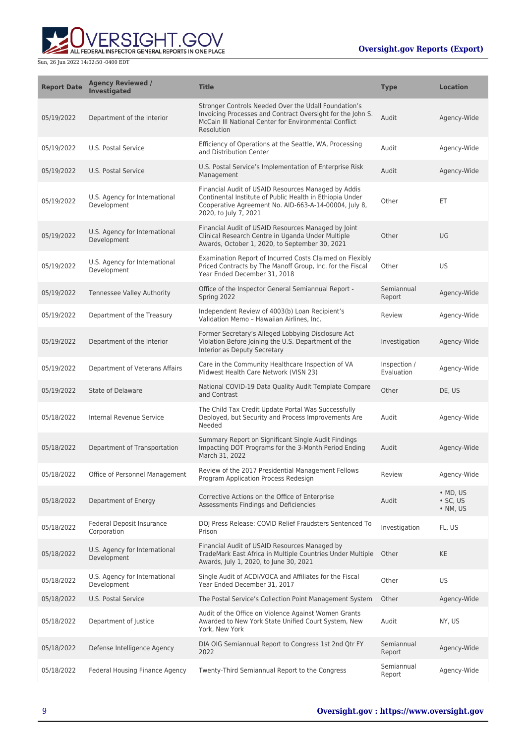| Report Date | Agency Reviewed / Investigated | Title | Type | Location |
| --- | --- | --- | --- | --- |
| 05/19/2022 | Department of the Interior | Stronger Controls Needed Over the Udall Foundation's Invoicing Processes and Contract Oversight for the John S. McCain III National Center for Environmental Conflict Resolution | Audit | Agency-Wide |
| 05/19/2022 | U.S. Postal Service | Efficiency of Operations at the Seattle, WA, Processing and Distribution Center | Audit | Agency-Wide |
| 05/19/2022 | U.S. Postal Service | U.S. Postal Service's Implementation of Enterprise Risk Management | Audit | Agency-Wide |
| 05/19/2022 | U.S. Agency for International Development | Financial Audit of USAID Resources Managed by Addis Continental Institute of Public Health in Ethiopia Under Cooperative Agreement No. AID-663-A-14-00004, July 8, 2020, to July 7, 2021 | Other | ET |
| 05/19/2022 | U.S. Agency for International Development | Financial Audit of USAID Resources Managed by Joint Clinical Research Centre in Uganda Under Multiple Awards, October 1, 2020, to September 30, 2021 | Other | UG |
| 05/19/2022 | U.S. Agency for International Development | Examination Report of Incurred Costs Claimed on Flexibly Priced Contracts by The Manoff Group, Inc. for the Fiscal Year Ended December 31, 2018 | Other | US |
| 05/19/2022 | Tennessee Valley Authority | Office of the Inspector General Semiannual Report - Spring 2022 | Semiannual Report | Agency-Wide |
| 05/19/2022 | Department of the Treasury | Independent Review of 4003(b) Loan Recipient's Validation Memo – Hawaiian Airlines, Inc. | Review | Agency-Wide |
| 05/19/2022 | Department of the Interior | Former Secretary's Alleged Lobbying Disclosure Act Violation Before Joining the U.S. Department of the Interior as Deputy Secretary | Investigation | Agency-Wide |
| 05/19/2022 | Department of Veterans Affairs | Care in the Community Healthcare Inspection of VA Midwest Health Care Network (VISN 23) | Inspection / Evaluation | Agency-Wide |
| 05/19/2022 | State of Delaware | National COVID-19 Data Quality Audit Template Compare and Contrast | Other | DE, US |
| 05/18/2022 | Internal Revenue Service | The Child Tax Credit Update Portal Was Successfully Deployed, but Security and Process Improvements Are Needed | Audit | Agency-Wide |
| 05/18/2022 | Department of Transportation | Summary Report on Significant Single Audit Findings Impacting DOT Programs for the 3-Month Period Ending March 31, 2022 | Audit | Agency-Wide |
| 05/18/2022 | Office of Personnel Management | Review of the 2017 Presidential Management Fellows Program Application Process Redesign | Review | Agency-Wide |
| 05/18/2022 | Department of Energy | Corrective Actions on the Office of Enterprise Assessments Findings and Deficiencies | Audit | • MD, US<br>• SC, US<br>• NM, US |
| 05/18/2022 | Federal Deposit Insurance Corporation | DOJ Press Release: COVID Relief Fraudsters Sentenced To Prison | Investigation | FL, US |
| 05/18/2022 | U.S. Agency for International Development | Financial Audit of USAID Resources Managed by TradeMark East Africa in Multiple Countries Under Multiple Awards, July 1, 2020, to June 30, 2021 | Other | KE |
| 05/18/2022 | U.S. Agency for International Development | Single Audit of ACDI/VOCA and Affiliates for the Fiscal Year Ended December 31, 2017 | Other | US |
| 05/18/2022 | U.S. Postal Service | The Postal Service's Collection Point Management System | Other | Agency-Wide |
| 05/18/2022 | Department of Justice | Audit of the Office on Violence Against Women Grants Awarded to New York State Unified Court System, New York, New York | Audit | NY, US |
| 05/18/2022 | Defense Intelligence Agency | DIA OIG Semiannual Report to Congress 1st 2nd Qtr FY 2022 | Semiannual Report | Agency-Wide |
| 05/18/2022 | Federal Housing Finance Agency | Twenty-Third Semiannual Report to the Congress | Semiannual Report | Agency-Wide |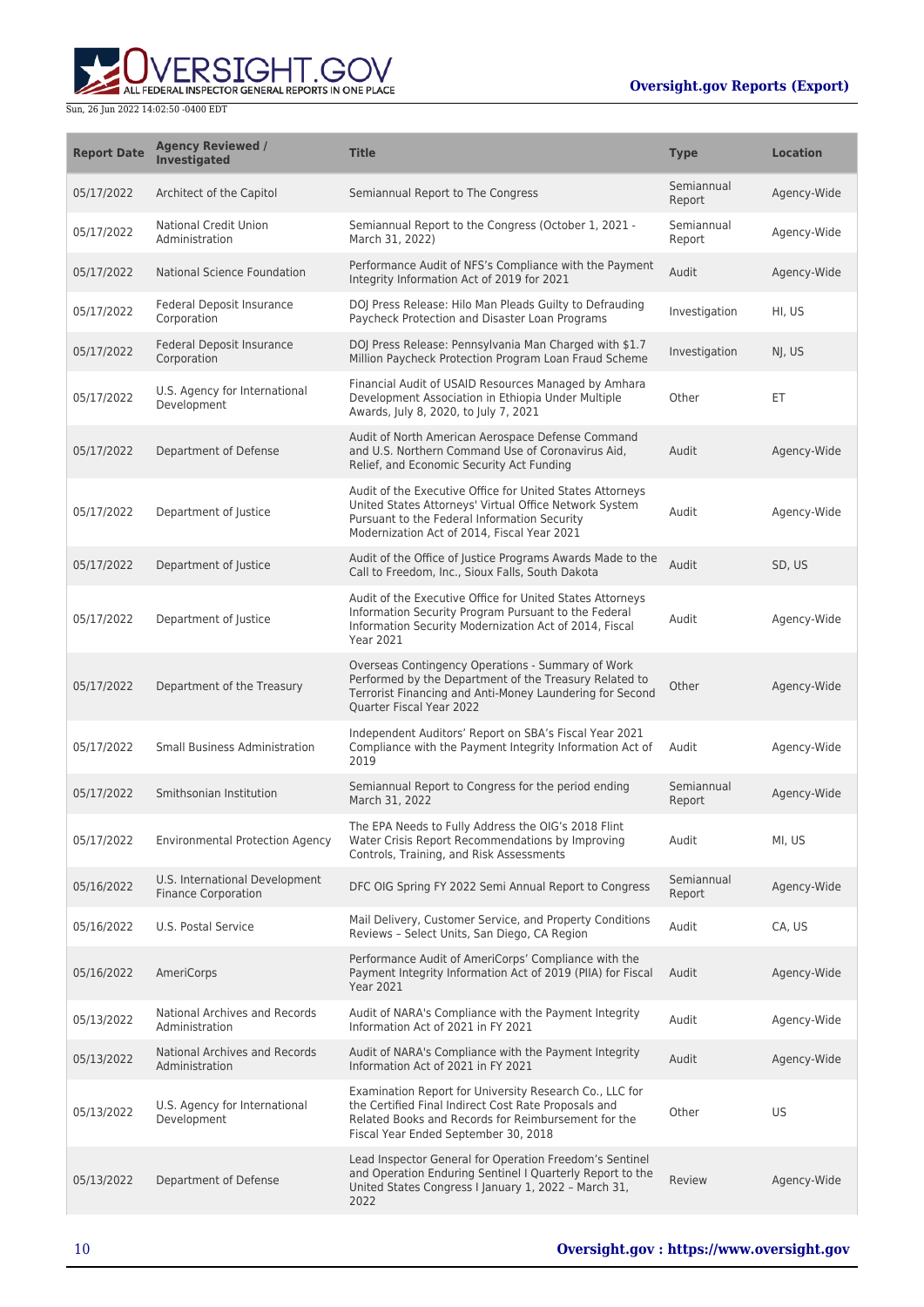| Report Date | Agency Reviewed / Investigated | Title | Type | Location |
|---|---|---|---|---|
| 05/17/2022 | Architect of the Capitol | Semiannual Report to The Congress | Semiannual Report | Agency-Wide |
| 05/17/2022 | National Credit Union Administration | Semiannual Report to the Congress (October 1, 2021 - March 31, 2022) | Semiannual Report | Agency-Wide |
| 05/17/2022 | National Science Foundation | Performance Audit of NFS's Compliance with the Payment Integrity Information Act of 2019 for 2021 | Audit | Agency-Wide |
| 05/17/2022 | Federal Deposit Insurance Corporation | DOJ Press Release: Hilo Man Pleads Guilty to Defrauding Paycheck Protection and Disaster Loan Programs | Investigation | HI, US |
| 05/17/2022 | Federal Deposit Insurance Corporation | DOJ Press Release: Pennsylvania Man Charged with $1.7 Million Paycheck Protection Program Loan Fraud Scheme | Investigation | NJ, US |
| 05/17/2022 | U.S. Agency for International Development | Financial Audit of USAID Resources Managed by Amhara Development Association in Ethiopia Under Multiple Awards, July 8, 2020, to July 7, 2021 | Other | ET |
| 05/17/2022 | Department of Defense | Audit of North American Aerospace Defense Command and U.S. Northern Command Use of Coronavirus Aid, Relief, and Economic Security Act Funding | Audit | Agency-Wide |
| 05/17/2022 | Department of Justice | Audit of the Executive Office for United States Attorneys United States Attorneys' Virtual Office Network System Pursuant to the Federal Information Security Modernization Act of 2014, Fiscal Year 2021 | Audit | Agency-Wide |
| 05/17/2022 | Department of Justice | Audit of the Office of Justice Programs Awards Made to the Call to Freedom, Inc., Sioux Falls, South Dakota | Audit | SD, US |
| 05/17/2022 | Department of Justice | Audit of the Executive Office for United States Attorneys Information Security Program Pursuant to the Federal Information Security Modernization Act of 2014, Fiscal Year 2021 | Audit | Agency-Wide |
| 05/17/2022 | Department of the Treasury | Overseas Contingency Operations - Summary of Work Performed by the Department of the Treasury Related to Terrorist Financing and Anti-Money Laundering for Second Quarter Fiscal Year 2022 | Other | Agency-Wide |
| 05/17/2022 | Small Business Administration | Independent Auditors' Report on SBA's Fiscal Year 2021 Compliance with the Payment Integrity Information Act of 2019 | Audit | Agency-Wide |
| 05/17/2022 | Smithsonian Institution | Semiannual Report to Congress for the period ending March 31, 2022 | Semiannual Report | Agency-Wide |
| 05/17/2022 | Environmental Protection Agency | The EPA Needs to Fully Address the OIG's 2018 Flint Water Crisis Report Recommendations by Improving Controls, Training, and Risk Assessments | Audit | MI, US |
| 05/16/2022 | U.S. International Development Finance Corporation | DFC OIG Spring FY 2022 Semi Annual Report to Congress | Semiannual Report | Agency-Wide |
| 05/16/2022 | U.S. Postal Service | Mail Delivery, Customer Service, and Property Conditions Reviews – Select Units, San Diego, CA Region | Audit | CA, US |
| 05/16/2022 | AmeriCorps | Performance Audit of AmeriCorps' Compliance with the Payment Integrity Information Act of 2019 (PIIA) for Fiscal Year 2021 | Audit | Agency-Wide |
| 05/13/2022 | National Archives and Records Administration | Audit of NARA's Compliance with the Payment Integrity Information Act of 2021 in FY 2021 | Audit | Agency-Wide |
| 05/13/2022 | National Archives and Records Administration | Audit of NARA's Compliance with the Payment Integrity Information Act of 2021 in FY 2021 | Audit | Agency-Wide |
| 05/13/2022 | U.S. Agency for International Development | Examination Report for University Research Co., LLC for the Certified Final Indirect Cost Rate Proposals and Related Books and Records for Reimbursement for the Fiscal Year Ended September 30, 2018 | Other | US |
| 05/13/2022 | Department of Defense | Lead Inspector General for Operation Freedom's Sentinel and Operation Enduring Sentinel I Quarterly Report to the United States Congress I January 1, 2022 – March 31, 2022 | Review | Agency-Wide |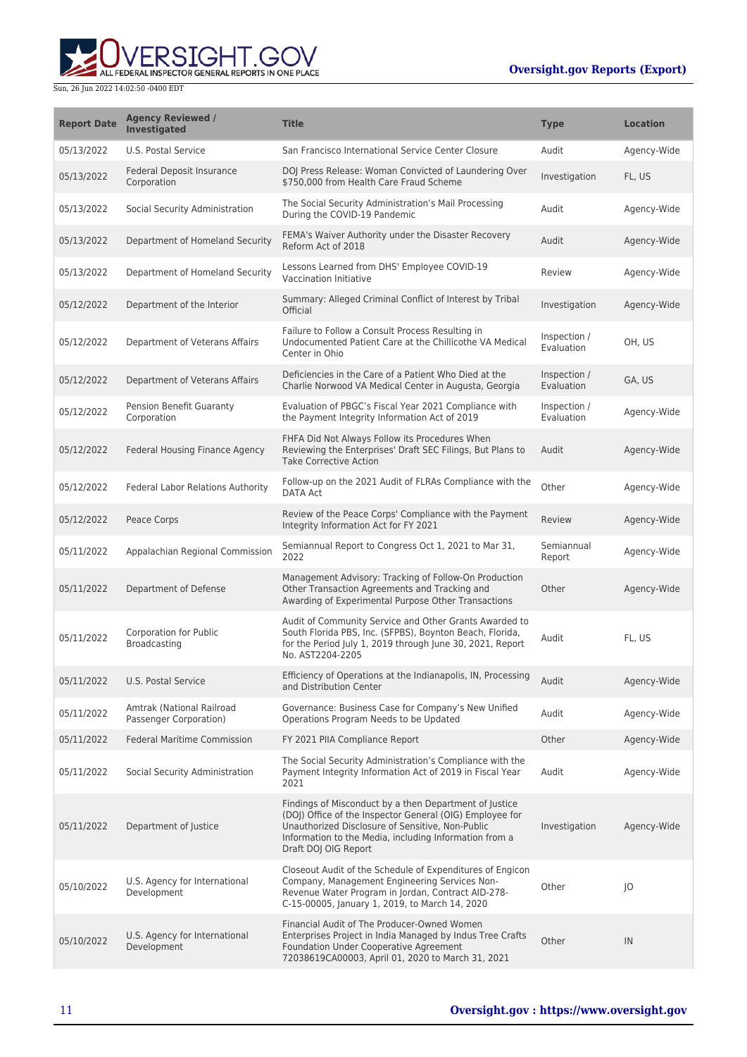| Report Date | Agency Reviewed / Investigated | Title | Type | Location |
|---|---|---|---|---|
| 05/13/2022 | U.S. Postal Service | San Francisco International Service Center Closure | Audit | Agency-Wide |
| 05/13/2022 | Federal Deposit Insurance Corporation | DOJ Press Release: Woman Convicted of Laundering Over $750,000 from Health Care Fraud Scheme | Investigation | FL, US |
| 05/13/2022 | Social Security Administration | The Social Security Administration's Mail Processing During the COVID-19 Pandemic | Audit | Agency-Wide |
| 05/13/2022 | Department of Homeland Security | FEMA's Waiver Authority under the Disaster Recovery Reform Act of 2018 | Audit | Agency-Wide |
| 05/13/2022 | Department of Homeland Security | Lessons Learned from DHS' Employee COVID-19 Vaccination Initiative | Review | Agency-Wide |
| 05/12/2022 | Department of the Interior | Summary: Alleged Criminal Conflict of Interest by Tribal Official | Investigation | Agency-Wide |
| 05/12/2022 | Department of Veterans Affairs | Failure to Follow a Consult Process Resulting in Undocumented Patient Care at the Chillicothe VA Medical Center in Ohio | Inspection / Evaluation | OH, US |
| 05/12/2022 | Department of Veterans Affairs | Deficiencies in the Care of a Patient Who Died at the Charlie Norwood VA Medical Center in Augusta, Georgia | Inspection / Evaluation | GA, US |
| 05/12/2022 | Pension Benefit Guaranty Corporation | Evaluation of PBGC's Fiscal Year 2021 Compliance with the Payment Integrity Information Act of 2019 | Inspection / Evaluation | Agency-Wide |
| 05/12/2022 | Federal Housing Finance Agency | FHFA Did Not Always Follow its Procedures When Reviewing the Enterprises' Draft SEC Filings, But Plans to Take Corrective Action | Audit | Agency-Wide |
| 05/12/2022 | Federal Labor Relations Authority | Follow-up on the 2021 Audit of FLRAs Compliance with the DATA Act | Other | Agency-Wide |
| 05/12/2022 | Peace Corps | Review of the Peace Corps' Compliance with the Payment Integrity Information Act for FY 2021 | Review | Agency-Wide |
| 05/11/2022 | Appalachian Regional Commission | Semiannual Report to Congress Oct 1, 2021 to Mar 31, 2022 | Semiannual Report | Agency-Wide |
| 05/11/2022 | Department of Defense | Management Advisory: Tracking of Follow-On Production Other Transaction Agreements and Tracking and Awarding of Experimental Purpose Other Transactions | Other | Agency-Wide |
| 05/11/2022 | Corporation for Public Broadcasting | Audit of Community Service and Other Grants Awarded to South Florida PBS, Inc. (SFPBS), Boynton Beach, Florida, for the Period July 1, 2019 through June 30, 2021, Report No. AST2204-2205 | Audit | FL, US |
| 05/11/2022 | U.S. Postal Service | Efficiency of Operations at the Indianapolis, IN, Processing and Distribution Center | Audit | Agency-Wide |
| 05/11/2022 | Amtrak (National Railroad Passenger Corporation) | Governance: Business Case for Company's New Unified Operations Program Needs to be Updated | Audit | Agency-Wide |
| 05/11/2022 | Federal Maritime Commission | FY 2021 PIIA Compliance Report | Other | Agency-Wide |
| 05/11/2022 | Social Security Administration | The Social Security Administration's Compliance with the Payment Integrity Information Act of 2019 in Fiscal Year 2021 | Audit | Agency-Wide |
| 05/11/2022 | Department of Justice | Findings of Misconduct by a then Department of Justice (DOJ) Office of the Inspector General (OIG) Employee for Unauthorized Disclosure of Sensitive, Non-Public Information to the Media, including Information from a Draft DOJ OIG Report | Investigation | Agency-Wide |
| 05/10/2022 | U.S. Agency for International Development | Closeout Audit of the Schedule of Expenditures of Engicon Company, Management Engineering Services Non-Revenue Water Program in Jordan, Contract AID-278-C-15-00005, January 1, 2019, to March 14, 2020 | Other | JO |
| 05/10/2022 | U.S. Agency for International Development | Financial Audit of The Producer-Owned Women Enterprises Project in India Managed by Indus Tree Crafts Foundation Under Cooperative Agreement 72038619CA00003, April 01, 2020 to March 31, 2021 | Other | IN |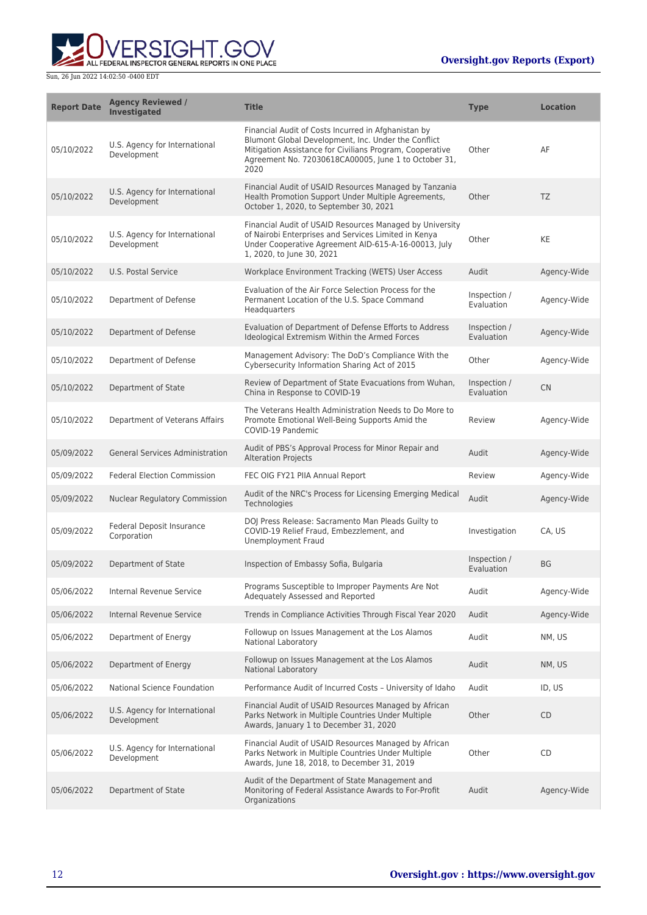| Report Date | Agency Reviewed / Investigated | Title | Type | Location |
| --- | --- | --- | --- | --- |
| 05/10/2022 | U.S. Agency for International Development | Financial Audit of Costs Incurred in Afghanistan by Blumont Global Development, Inc. Under the Conflict Mitigation Assistance for Civilians Program, Cooperative Agreement No. 72030618CA00005, June 1 to October 31, 2020 | Other | AF |
| 05/10/2022 | U.S. Agency for International Development | Financial Audit of USAID Resources Managed by Tanzania Health Promotion Support Under Multiple Agreements, October 1, 2020, to September 30, 2021 | Other | TZ |
| 05/10/2022 | U.S. Agency for International Development | Financial Audit of USAID Resources Managed by University of Nairobi Enterprises and Services Limited in Kenya Under Cooperative Agreement AID-615-A-16-00013, July 1, 2020, to June 30, 2021 | Other | KE |
| 05/10/2022 | U.S. Postal Service | Workplace Environment Tracking (WETS) User Access | Audit | Agency-Wide |
| 05/10/2022 | Department of Defense | Evaluation of the Air Force Selection Process for the Permanent Location of the U.S. Space Command Headquarters | Inspection / Evaluation | Agency-Wide |
| 05/10/2022 | Department of Defense | Evaluation of Department of Defense Efforts to Address Ideological Extremism Within the Armed Forces | Inspection / Evaluation | Agency-Wide |
| 05/10/2022 | Department of Defense | Management Advisory: The DoD's Compliance With the Cybersecurity Information Sharing Act of 2015 | Other | Agency-Wide |
| 05/10/2022 | Department of State | Review of Department of State Evacuations from Wuhan, China in Response to COVID-19 | Inspection / Evaluation | CN |
| 05/10/2022 | Department of Veterans Affairs | The Veterans Health Administration Needs to Do More to Promote Emotional Well-Being Supports Amid the COVID-19 Pandemic | Review | Agency-Wide |
| 05/09/2022 | General Services Administration | Audit of PBS's Approval Process for Minor Repair and Alteration Projects | Audit | Agency-Wide |
| 05/09/2022 | Federal Election Commission | FEC OIG FY21 PIIA Annual Report | Review | Agency-Wide |
| 05/09/2022 | Nuclear Regulatory Commission | Audit of the NRC's Process for Licensing Emerging Medical Technologies | Audit | Agency-Wide |
| 05/09/2022 | Federal Deposit Insurance Corporation | DOJ Press Release: Sacramento Man Pleads Guilty to COVID-19 Relief Fraud, Embezzlement, and Unemployment Fraud | Investigation | CA, US |
| 05/09/2022 | Department of State | Inspection of Embassy Sofia, Bulgaria | Inspection / Evaluation | BG |
| 05/06/2022 | Internal Revenue Service | Programs Susceptible to Improper Payments Are Not Adequately Assessed and Reported | Audit | Agency-Wide |
| 05/06/2022 | Internal Revenue Service | Trends in Compliance Activities Through Fiscal Year 2020 | Audit | Agency-Wide |
| 05/06/2022 | Department of Energy | Followup on Issues Management at the Los Alamos National Laboratory | Audit | NM, US |
| 05/06/2022 | Department of Energy | Followup on Issues Management at the Los Alamos National Laboratory | Audit | NM, US |
| 05/06/2022 | National Science Foundation | Performance Audit of Incurred Costs – University of Idaho | Audit | ID, US |
| 05/06/2022 | U.S. Agency for International Development | Financial Audit of USAID Resources Managed by African Parks Network in Multiple Countries Under Multiple Awards, January 1 to December 31, 2020 | Other | CD |
| 05/06/2022 | U.S. Agency for International Development | Financial Audit of USAID Resources Managed by African Parks Network in Multiple Countries Under Multiple Awards, June 18, 2018, to December 31, 2019 | Other | CD |
| 05/06/2022 | Department of State | Audit of the Department of State Management and Monitoring of Federal Assistance Awards to For-Profit Organizations | Audit | Agency-Wide |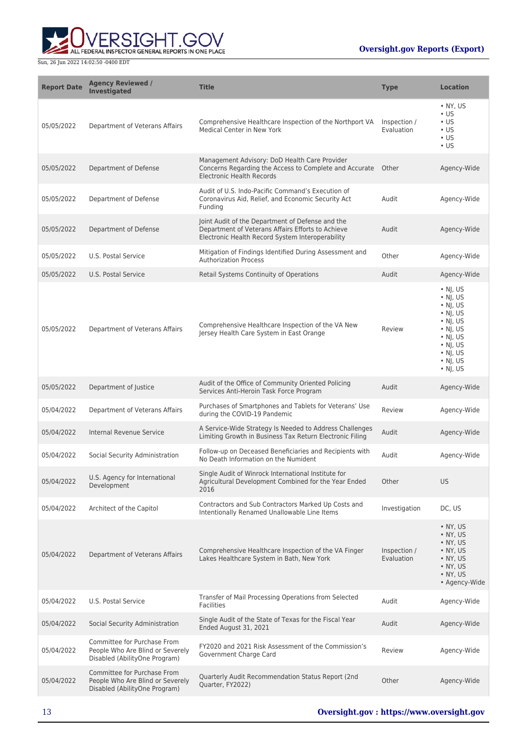| Report Date | Agency Reviewed / Investigated | Title | Type | Location |
|---|---|---|---|---|
| 05/05/2022 | Department of Veterans Affairs | Comprehensive Healthcare Inspection of the Northport VA Medical Center in New York | Inspection / Evaluation | • NY, US<br>• US<br>• US<br>• US<br>• US<br>• US |
| 05/05/2022 | Department of Defense | Management Advisory: DoD Health Care Provider Concerns Regarding the Access to Complete and Accurate Electronic Health Records | Other | Agency-Wide |
| 05/05/2022 | Department of Defense | Audit of U.S. Indo-Pacific Command's Execution of Coronavirus Aid, Relief, and Economic Security Act Funding | Audit | Agency-Wide |
| 05/05/2022 | Department of Defense | Joint Audit of the Department of Defense and the Department of Veterans Affairs Efforts to Achieve Electronic Health Record System Interoperability | Audit | Agency-Wide |
| 05/05/2022 | U.S. Postal Service | Mitigation of Findings Identified During Assessment and Authorization Process | Other | Agency-Wide |
| 05/05/2022 | U.S. Postal Service | Retail Systems Continuity of Operations | Audit | Agency-Wide |
| 05/05/2022 | Department of Veterans Affairs | Comprehensive Healthcare Inspection of the VA New Jersey Health Care System in East Orange | Review | • NJ, US<br>• NJ, US<br>• NJ, US<br>• NJ, US<br>• NJ, US<br>• NJ, US<br>• NJ, US<br>• NJ, US<br>• NJ, US<br>• NJ, US<br>• NJ, US |
| 05/05/2022 | Department of Justice | Audit of the Office of Community Oriented Policing Services Anti-Heroin Task Force Program | Audit | Agency-Wide |
| 05/04/2022 | Department of Veterans Affairs | Purchases of Smartphones and Tablets for Veterans' Use during the COVID-19 Pandemic | Review | Agency-Wide |
| 05/04/2022 | Internal Revenue Service | A Service-Wide Strategy Is Needed to Address Challenges Limiting Growth in Business Tax Return Electronic Filing | Audit | Agency-Wide |
| 05/04/2022 | Social Security Administration | Follow-up on Deceased Beneficiaries and Recipients with No Death Information on the Numident | Audit | Agency-Wide |
| 05/04/2022 | U.S. Agency for International Development | Single Audit of Winrock International Institute for Agricultural Development Combined for the Year Ended 2016 | Other | US |
| 05/04/2022 | Architect of the Capitol | Contractors and Sub Contractors Marked Up Costs and Intentionally Renamed Unallowable Line Items | Investigation | DC, US |
| 05/04/2022 | Department of Veterans Affairs | Comprehensive Healthcare Inspection of the VA Finger Lakes Healthcare System in Bath, New York | Inspection / Evaluation | • NY, US<br>• NY, US<br>• NY, US<br>• NY, US<br>• NY, US<br>• NY, US<br>• NY, US<br>• Agency-Wide |
| 05/04/2022 | U.S. Postal Service | Transfer of Mail Processing Operations from Selected Facilities | Audit | Agency-Wide |
| 05/04/2022 | Social Security Administration | Single Audit of the State of Texas for the Fiscal Year Ended August 31, 2021 | Audit | Agency-Wide |
| 05/04/2022 | Committee for Purchase From People Who Are Blind or Severely Disabled (AbilityOne Program) | FY2020 and 2021 Risk Assessment of the Commission's Government Charge Card | Review | Agency-Wide |
| 05/04/2022 | Committee for Purchase From People Who Are Blind or Severely Disabled (AbilityOne Program) | Quarterly Audit Recommendation Status Report (2nd Quarter, FY2022) | Other | Agency-Wide |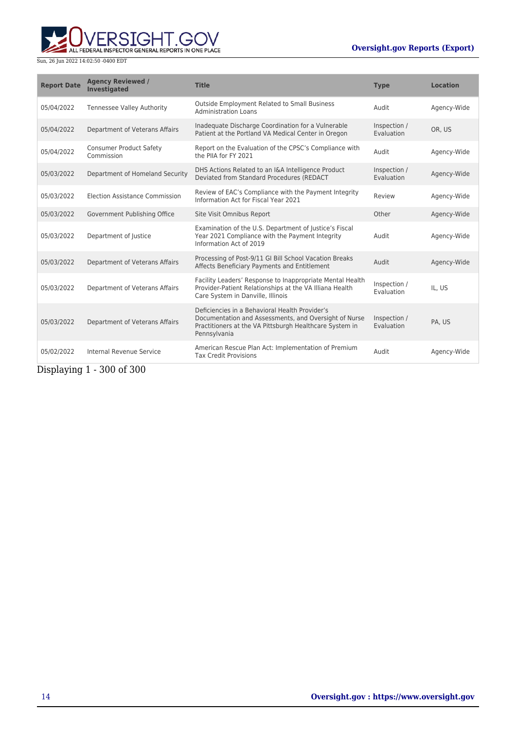| Report Date | Agency Reviewed / Investigated | Title | Type | Location |
| --- | --- | --- | --- | --- |
| 05/04/2022 | Tennessee Valley Authority | Outside Employment Related to Small Business Administration Loans | Audit | Agency-Wide |
| 05/04/2022 | Department of Veterans Affairs | Inadequate Discharge Coordination for a Vulnerable Patient at the Portland VA Medical Center in Oregon | Inspection / Evaluation | OR, US |
| 05/04/2022 | Consumer Product Safety Commission | Report on the Evaluation of the CPSC's Compliance with the PIIA for FY 2021 | Audit | Agency-Wide |
| 05/03/2022 | Department of Homeland Security | DHS Actions Related to an I&A Intelligence Product Deviated from Standard Procedures (REDACT | Inspection / Evaluation | Agency-Wide |
| 05/03/2022 | Election Assistance Commission | Review of EAC's Compliance with the Payment Integrity Information Act for Fiscal Year 2021 | Review | Agency-Wide |
| 05/03/2022 | Government Publishing Office | Site Visit Omnibus Report | Other | Agency-Wide |
| 05/03/2022 | Department of Justice | Examination of the U.S. Department of Justice's Fiscal Year 2021 Compliance with the Payment Integrity Information Act of 2019 | Audit | Agency-Wide |
| 05/03/2022 | Department of Veterans Affairs | Processing of Post-9/11 GI Bill School Vacation Breaks Affects Beneficiary Payments and Entitlement | Audit | Agency-Wide |
| 05/03/2022 | Department of Veterans Affairs | Facility Leaders' Response to Inappropriate Mental Health Provider-Patient Relationships at the VA Illiana Health Care System in Danville, Illinois | Inspection / Evaluation | IL, US |
| 05/03/2022 | Department of Veterans Affairs | Deficiencies in a Behavioral Health Provider's Documentation and Assessments, and Oversight of Nurse Practitioners at the VA Pittsburgh Healthcare System in Pennsylvania | Inspection / Evaluation | PA, US |
| 05/02/2022 | Internal Revenue Service | American Rescue Plan Act: Implementation of Premium Tax Credit Provisions | Audit | Agency-Wide |

Displaying 1 - 300 of 300